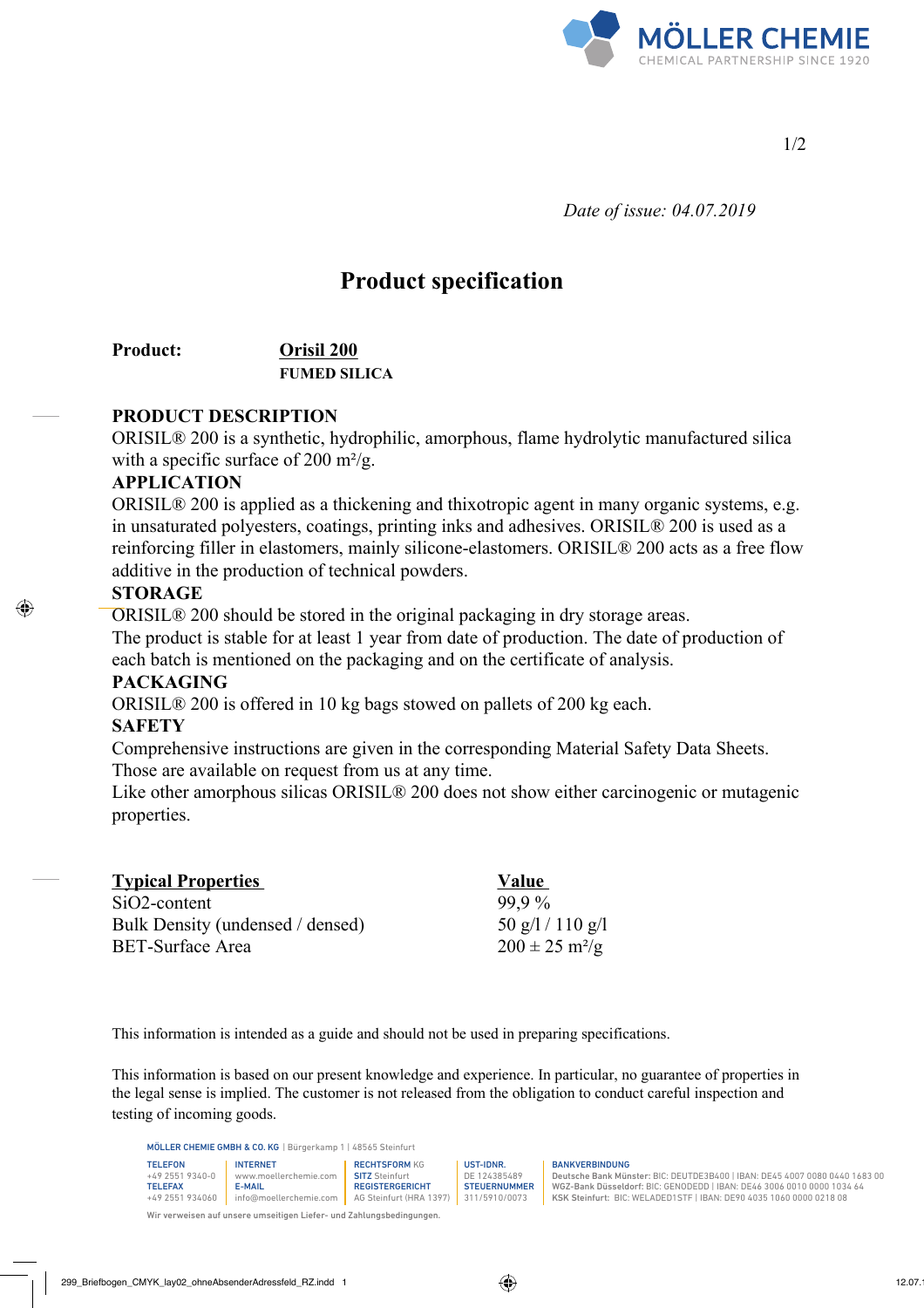*Date of issue: 04.07.2019*

# Product specification

**Product:** **Orisil 200**

**FUMED SILICA**

## PRODUCT DESCRIPTION

ORISIL® 200 is a synthetic, hydrophilic, amorphous, flame hydrolytic manufactured silica with a specific surface of 200 m²/g.

## APPLICATION

ORISIL® 200 is applied as a thickening and thixotropic agent in many organic systems, e.g. in unsaturated polyesters, coatings, printing inks and adhesives. ORISIL® 200 is used as a reinforcing filler in elastomers, mainly silicone-elastomers. ORISIL® 200 acts as a free flow additive in the production of technical powders.

## STORAGE

ORISIL® 200 should be stored in the original packaging in dry storage areas.
The product is stable for at least 1 year from date of production. The date of production of each batch is mentioned on the packaging and on the certificate of analysis.

## PACKAGING

ORISIL® 200 is offered in 10 kg bags stowed on pallets of 200 kg each.

## SAFETY

Comprehensive instructions are given in the corresponding Material Safety Data Sheets. Those are available on request from us at any time.
Like other amorphous silicas ORISIL® 200 does not show either carcinogenic or mutagenic properties.

| Typical Properties | Value |
| --- | --- |
| SiO2-content | 99,9 % |
| Bulk Density (undensed / densed) | 50 g/l / 110 g/l |
| BET-Surface Area | 200 ± 25 m²/g |

This information is intended as a guide and should not be used in preparing specifications.

This information is based on our present knowledge and experience. In particular, no guarantee of properties in the legal sense is implied. The customer is not released from the obligation to conduct careful inspection and testing of incoming goods.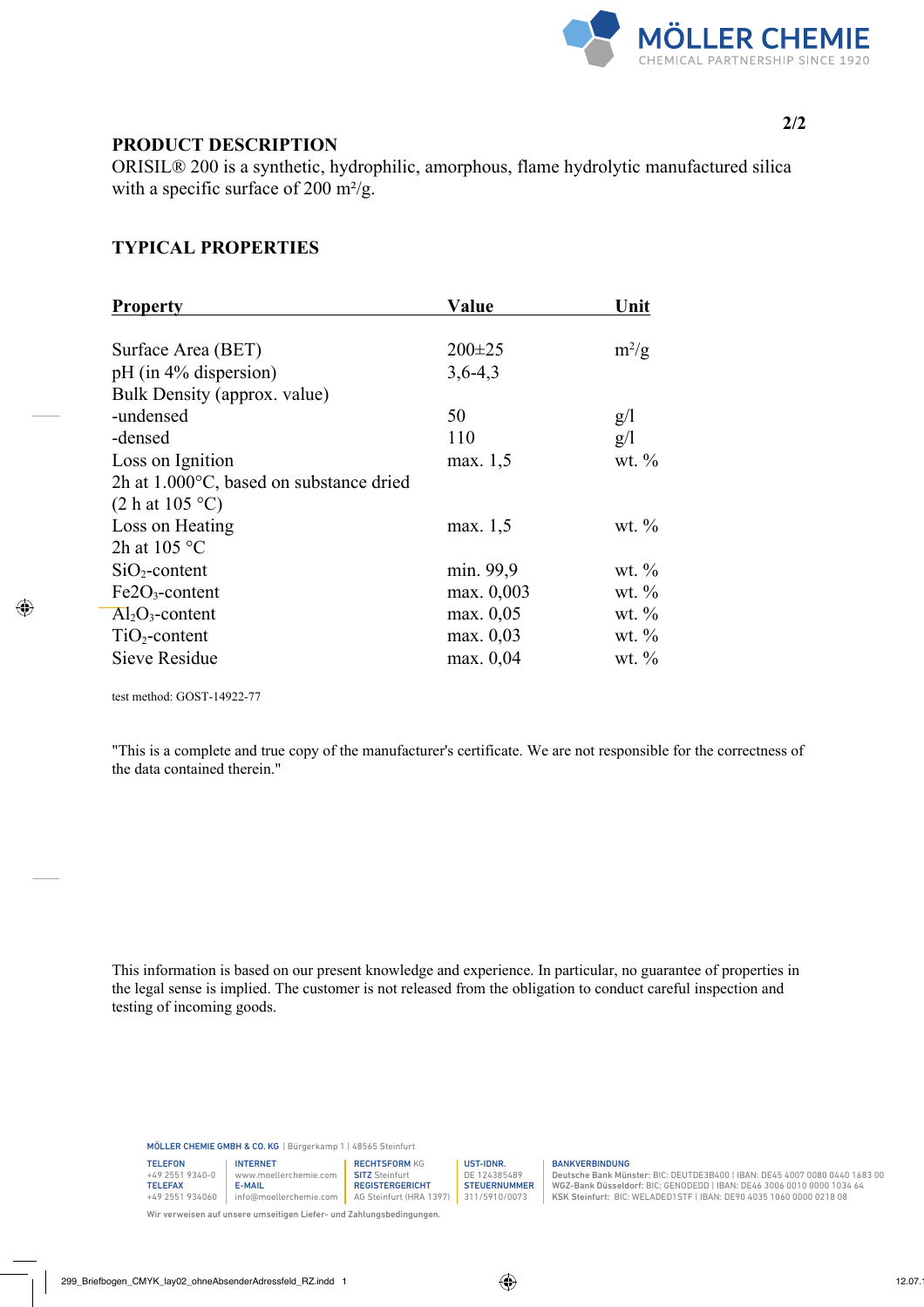## PRODUCT DESCRIPTION

ORISIL® 200 is a synthetic, hydrophilic, amorphous, flame hydrolytic manufactured silica with a specific surface of 200 m²/g.

## TYPICAL PROPERTIES

| Property | Value | Unit |
|---|---|---|
| Surface Area (BET) | 200±25 | $m^2/g$ |
| pH (in 4% dispersion) | 3,6-4,3 | |
| Bulk Density (approx. value) | | |
| -undensed | 50 | g/l |
| -densed | 110 | g/l |
| Loss on Ignition 2h at 1.000°C, based on substance dried (2 h at 105 °C) | max. 1,5 | wt. % |
| Loss on Heating 2h at 105 °C | max. 1,5 | wt. % |
| $SiO_2$-content | min. 99,9 | wt. % |
| $Fe2O_3$-content | max. 0,003 | wt. % |
| $Al_2O_3$-content | max. 0,05 | wt. % |
| $TiO_2$-content | max. 0,03 | wt. % |
| Sieve Residue | max. 0,04 | wt. % |

test method: GOST-14922-77

"This is a complete and true copy of the manufacturer's certificate. We are not responsible for the correctness of the data contained therein."

This information is based on our present knowledge and experience. In particular, no guarantee of properties in the legal sense is implied. The customer is not released from the obligation to conduct careful inspection and testing of incoming goods.

MÖLLER CHEMIE GMBH & CO. KG | Bürgerkamp 1 | 48565 Steinfurt

TELEFON +49 2551 9340-0
TELEFAX +49 2551 934060
INTERNET www.moellerchemie.com
E-MAIL info@moellerchemie.com
RECHTSFORM KG
SITZ Steinfurt
REGISTERGERICHT AG Steinfurt (HRA 1397)
UST-IDNR. DE 124385489
STEUERNUMMER 311/5910/0073
BANKVERBINDUNG
Deutsche Bank Münster: BIC: DEUTDE3B400 | IBAN: DE45 4007 0080 0440 1683 00
WGZ-Bank Düsseldorf: BIC: GENODEDD | IBAN: DE46 3006 0010 0000 1034 64
KSK Steinfurt: BIC: WELADED1STF | IBAN: DE90 4035 1060 0000 0218 08

Wir verweisen auf unsere umseitigen Liefer- und Zahlungsbedingungen.